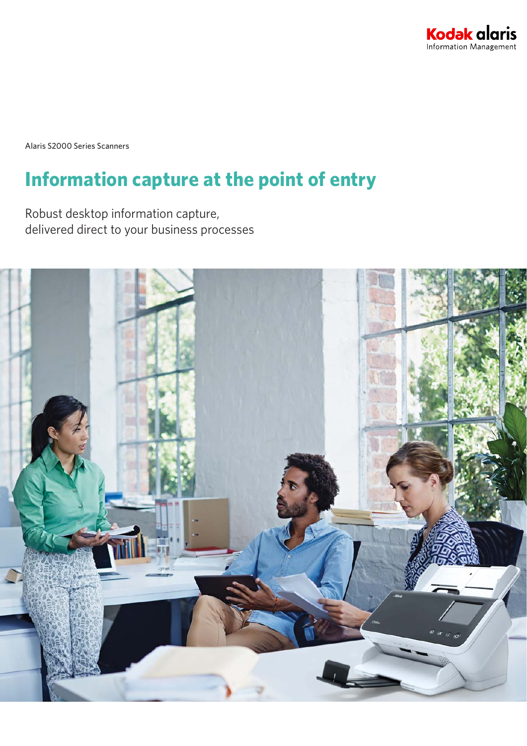Kodak alaris
Information Management

Alaris S2000 Series Scanners

# Information capture at the point of entry

Robust desktop information capture,
delivered direct to your business processes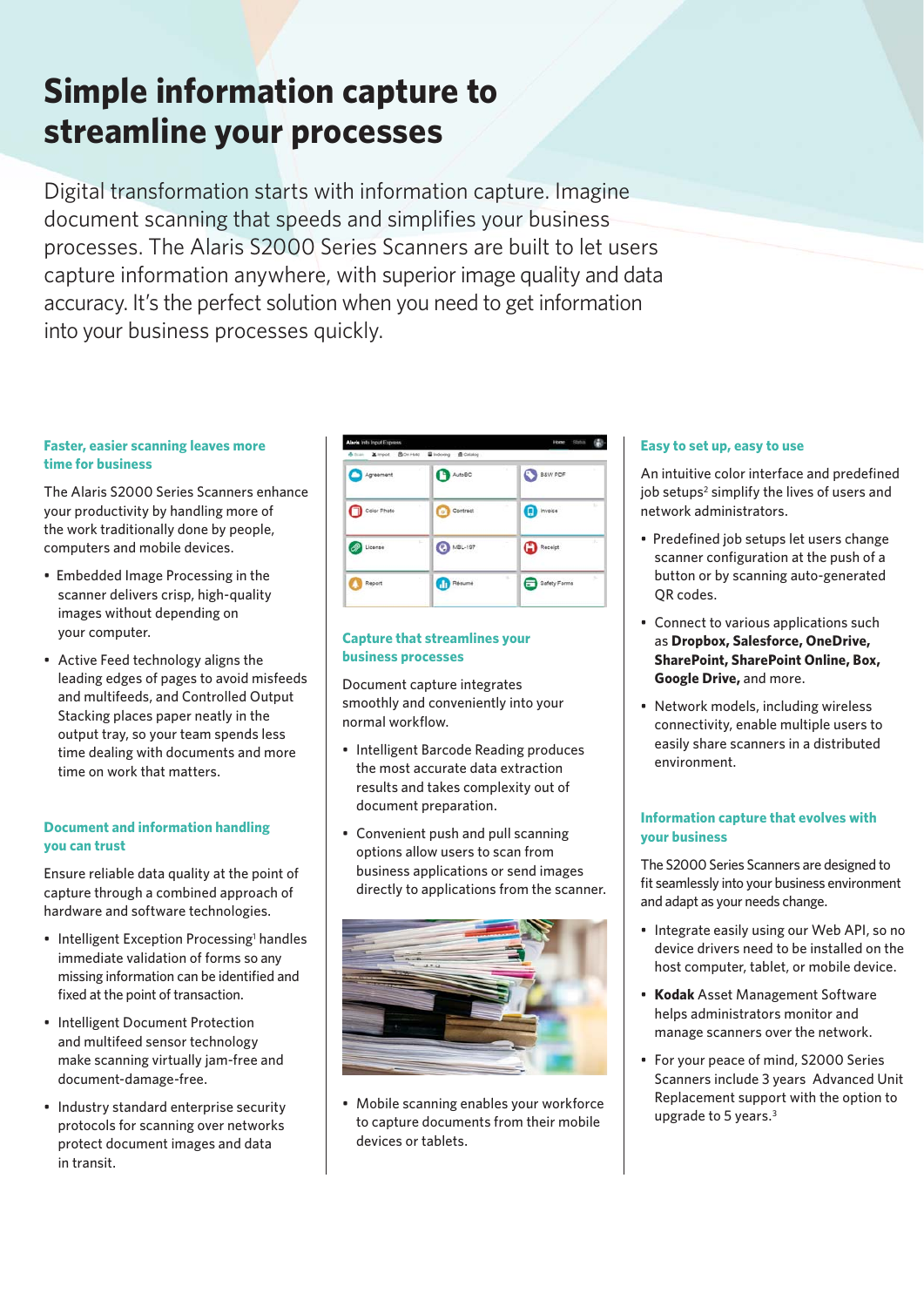# Simple information capture to streamline your processes

Digital transformation starts with information capture. Imagine document scanning that speeds and simplifies your business processes. The Alaris S2000 Series Scanners are built to let users capture information anywhere, with superior image quality and data accuracy. It's the perfect solution when you need to get information into your business processes quickly.

### Faster, easier scanning leaves more time for business

The Alaris S2000 Series Scanners enhance your productivity by handling more of the work traditionally done by people, computers and mobile devices.

- Embedded Image Processing in the scanner delivers crisp, high-quality images without depending on your computer.
- Active Feed technology aligns the leading edges of pages to avoid misfeeds and multifeeds, and Controlled Output Stacking places paper neatly in the output tray, so your team spends less time dealing with documents and more time on work that matters.

### Document and information handling you can trust

Ensure reliable data quality at the point of capture through a combined approach of hardware and software technologies.

- Intelligent Exception Processing[1] handles immediate validation of forms so any missing information can be identified and fixed at the point of transaction.
- Intelligent Document Protection and multifeed sensor technology make scanning virtually jam-free and document-damage-free.
- Industry standard enterprise security protocols for scanning over networks protect document images and data in transit.

### Capture that streamlines your business processes

Document capture integrates smoothly and conveniently into your normal workflow.

- Intelligent Barcode Reading produces the most accurate data extraction results and takes complexity out of document preparation.
- Convenient push and pull scanning options allow users to scan from business applications or send images directly to applications from the scanner.
- Mobile scanning enables your workforce to capture documents from their mobile devices or tablets.

### Easy to set up, easy to use

An intuitive color interface and predefined job setups[2] simplify the lives of users and network administrators.

- Predefined job setups let users change scanner configuration at the push of a button or by scanning auto-generated QR codes.
- Connect to various applications such as **Dropbox, Salesforce, OneDrive, SharePoint, SharePoint Online, Box, Google Drive,** and more.
- Network models, including wireless connectivity, enable multiple users to easily share scanners in a distributed environment.

### Information capture that evolves with your business

The S2000 Series Scanners are designed to fit seamlessly into your business environment and adapt as your needs change.

- Integrate easily using our Web API, so no device drivers need to be installed on the host computer, tablet, or mobile device.
- **Kodak** Asset Management Software helps administrators monitor and manage scanners over the network.
- For your peace of mind, S2000 Series Scanners include 3 years Advanced Unit Replacement support with the option to upgrade to 5 years.[3]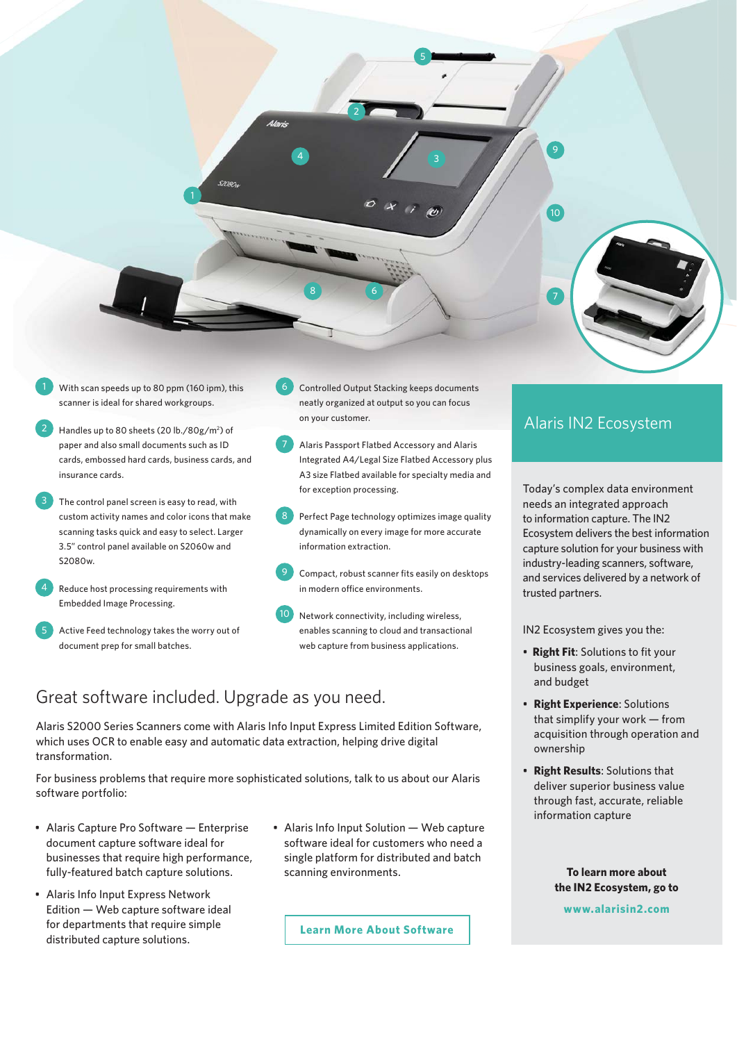1. With scan speeds up to 80 ppm (160 ipm), this scanner is ideal for shared workgroups.
2. Handles up to 80 sheets (20 lb./80g/m²) of paper and also small documents such as ID cards, embossed hard cards, business cards, and insurance cards.
3. The control panel screen is easy to read, with custom activity names and color icons that make scanning tasks quick and easy to select. Larger 3.5" control panel available on S2060w and S2080w.
4. Reduce host processing requirements with Embedded Image Processing.
5. Active Feed technology takes the worry out of document prep for small batches.
6. Controlled Output Stacking keeps documents neatly organized at output so you can focus on your customer.
7. Alaris Passport Flatbed Accessory and Alaris Integrated A4/Legal Size Flatbed Accessory plus A3 size Flatbed available for specialty media and for exception processing.
8. Perfect Page technology optimizes image quality dynamically on every image for more accurate information extraction.
9. Compact, robust scanner fits easily on desktops in modern office environments.
10. Network connectivity, including wireless, enables scanning to cloud and transactional web capture from business applications.

## Great software included. Upgrade as you need.

Alaris S2000 Series Scanners come with Alaris Info Input Express Limited Edition Software, which uses OCR to enable easy and automatic data extraction, helping drive digital transformation.

For business problems that require more sophisticated solutions, talk to us about our Alaris software portfolio:

- Alaris Capture Pro Software — Enterprise document capture software ideal for businesses that require high performance, fully-featured batch capture solutions.
- Alaris Info Input Express Network Edition — Web capture software ideal for departments that require simple distributed capture solutions.
- Alaris Info Input Solution — Web capture software ideal for customers who need a single platform for distributed and batch scanning environments.

**Learn More About Software**

## Alaris IN2 Ecosystem

Today's complex data environment needs an integrated approach to information capture. The IN2 Ecosystem delivers the best information capture solution for your business with industry-leading scanners, software, and services delivered by a network of trusted partners.

IN2 Ecosystem gives you the:

- **Right Fit**: Solutions to fit your business goals, environment, and budget
- **Right Experience**: Solutions that simplify your work — from acquisition through operation and ownership
- **Right Results**: Solutions that deliver superior business value through fast, accurate, reliable information capture

**To learn more about the IN2 Ecosystem, go to**

**www.alarisin2.com**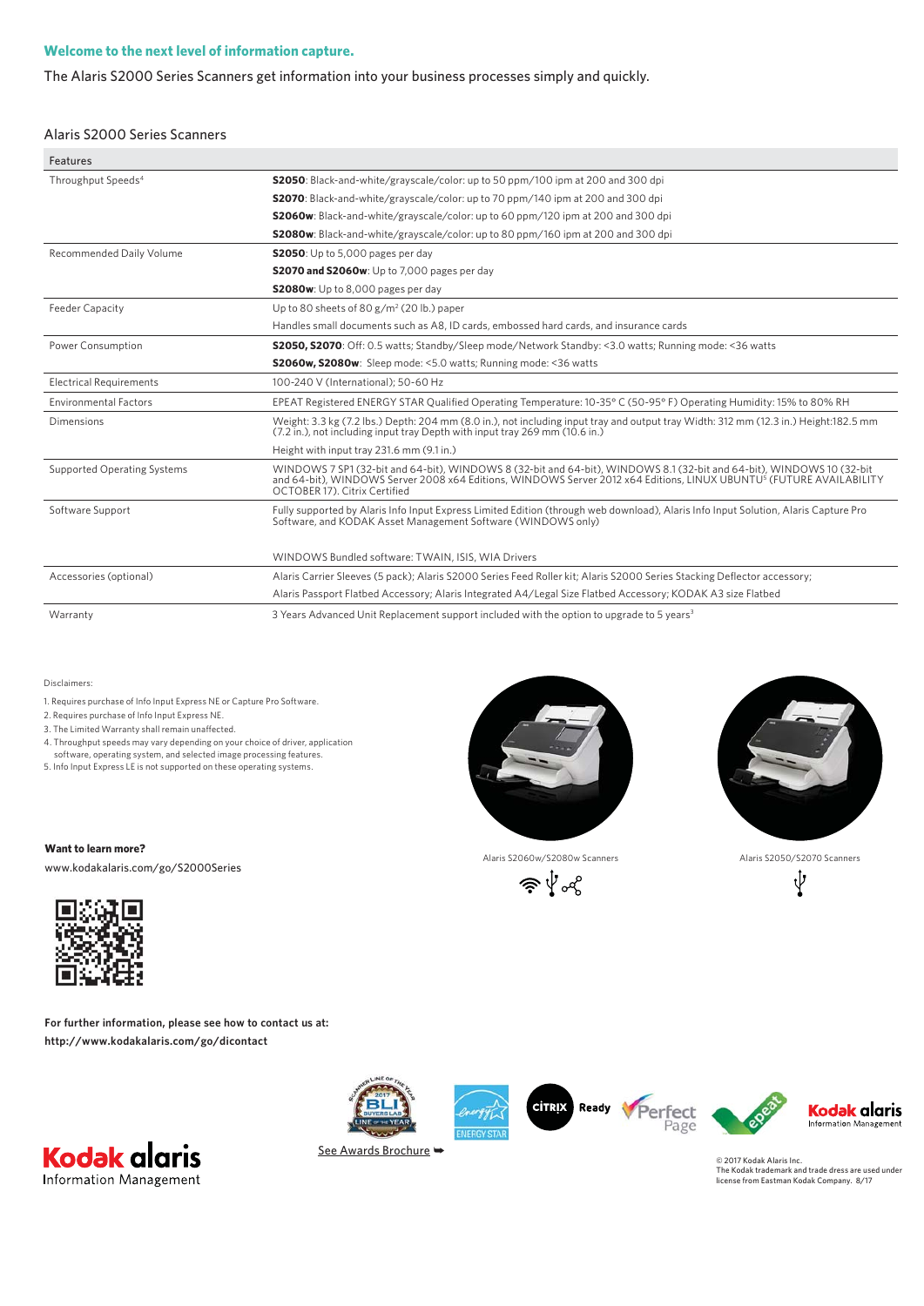**Welcome to the next level of information capture.**

The Alaris S2000 Series Scanners get information into your business processes simply and quickly.

## Alaris S2000 Series Scanners

| Features | |
|---|---|
| Throughput Speeds[4] | **S2050**: Black-and-white/grayscale/color: up to 50 ppm/100 ipm at 200 and 300 dpi |
| | **S2070**: Black-and-white/grayscale/color: up to 70 ppm/140 ipm at 200 and 300 dpi |
| | **S2060w**: Black-and-white/grayscale/color: up to 60 ppm/120 ipm at 200 and 300 dpi |
| | **S2080w**: Black-and-white/grayscale/color: up to 80 ppm/160 ipm at 200 and 300 dpi |
| Recommended Daily Volume | **S2050**: Up to 5,000 pages per day |
| | **S2070 and S2060w**: Up to 7,000 pages per day |
| | **S2080w**: Up to 8,000 pages per day |
| Feeder Capacity | Up to 80 sheets of 80 g/m² (20 lb.) paper |
| | Handles small documents such as A8, ID cards, embossed hard cards, and insurance cards |
| Power Consumption | **S2050, S2070**: Off: 0.5 watts; Standby/Sleep mode/Network Standby: <3.0 watts; Running mode: <36 watts |
| | **S2060w, S2080w**: Sleep mode: <5.0 watts; Running mode: <36 watts |
| Electrical Requirements | 100-240 V (International); 50-60 Hz |
| Environmental Factors | EPEAT Registered ENERGY STAR Qualified Operating Temperature: 10-35° C (50-95° F) Operating Humidity: 15% to 80% RH |
| Dimensions | Weight: 3.3 kg (7.2 lbs.) Depth: 204 mm (8.0 in.), not including input tray and output tray Width: 312 mm (12.3 in.) Height:182.5 mm (7.2 in.), not including input tray Depth with input tray 269 mm (10.6 in.) |
| | Height with input tray 231.6 mm (9.1 in.) |
| Supported Operating Systems | WINDOWS 7 SP1 (32-bit and 64-bit), WINDOWS 8 (32-bit and 64-bit), WINDOWS 8.1 (32-bit and 64-bit), WINDOWS 10 (32-bit and 64-bit), WINDOWS Server 2008 x64 Editions, WINDOWS Server 2012 x64 Editions, LINUX UBUNTU[5] (FUTURE AVAILABILITY OCTOBER17). Citrix Certified |
| Software Support | Fully supported by Alaris Info Input Express Limited Edition (through web download), Alaris Info Input Solution, Alaris Capture Pro Software, and KODAK Asset Management Software (WINDOWS only) |
| | WINDOWS Bundled software: TWAIN, ISIS, WIA Drivers |
| Accessories (optional) | Alaris Carrier Sleeves (5 pack); Alaris S2000 Series Feed Roller kit; Alaris S2000 Series Stacking Deflector accessory; |
| | Alaris Passport Flatbed Accessory; Alaris Integrated A4/Legal Size Flatbed Accessory; KODAK A3 size Flatbed |
| Warranty | 3 Years Advanced Unit Replacement support included with the option to upgrade to 5 years[3] |

Disclaimers:

1. Requires purchase of Info Input Express NE or Capture Pro Software.
2. Requires purchase of Info Input Express NE.
3. The Limited Warranty shall remain unaffected.
4. Throughput speeds may vary depending on your choice of driver, application software, operating system, and selected image processing features.
5. Info Input Express LE is not supported on these operating systems.

Alaris S2060w/S2080w Scanners

Alaris S2050/S2070 Scanners

**Want to learn more?**

www.kodakalaris.com/go/S2000Series

**For further information, please see how to contact us at:**
**http://www.kodakalaris.com/go/dicontact**

See Awards Brochure

Kodak alaris
Information Management

© 2017 Kodak Alaris Inc.
The Kodak trademark and trade dress are used under license from Eastman Kodak Company. 8/17